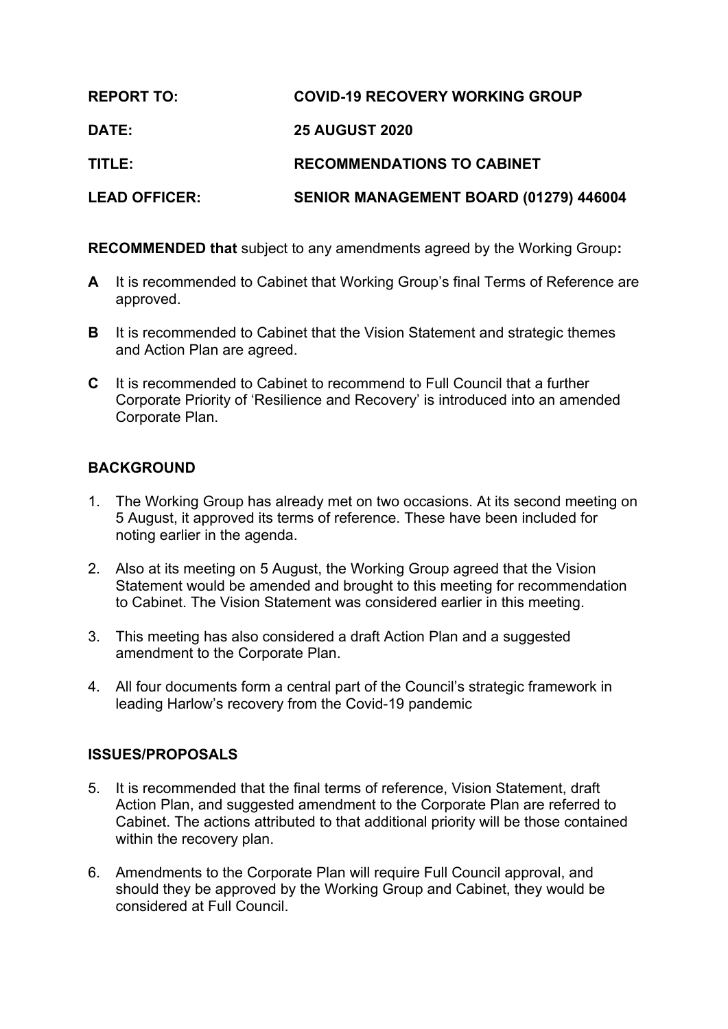**REPORT TO:** **COVID-19 RECOVERY WORKING GROUP**

**DATE:** **25 AUGUST 2020**

**TITLE:** **RECOMMENDATIONS TO CABINET**

**LEAD OFFICER:** **SENIOR MANAGEMENT BOARD (01279) 446004**

**RECOMMENDED that** subject to any amendments agreed by the Working Group**:**

**A** It is recommended to Cabinet that Working Group's final Terms of Reference are approved.

**B** It is recommended to Cabinet that the Vision Statement and strategic themes and Action Plan are agreed.

**C** It is recommended to Cabinet to recommend to Full Council that a further Corporate Priority of 'Resilience and Recovery' is introduced into an amended Corporate Plan.

## BACKGROUND

1. The Working Group has already met on two occasions. At its second meeting on 5 August, it approved its terms of reference. These have been included for noting earlier in the agenda.

2. Also at its meeting on 5 August, the Working Group agreed that the Vision Statement would be amended and brought to this meeting for recommendation to Cabinet. The Vision Statement was considered earlier in this meeting.

3. This meeting has also considered a draft Action Plan and a suggested amendment to the Corporate Plan.

4. All four documents form a central part of the Council's strategic framework in leading Harlow's recovery from the Covid-19 pandemic

## ISSUES/PROPOSALS

5. It is recommended that the final terms of reference, Vision Statement, draft Action Plan, and suggested amendment to the Corporate Plan are referred to Cabinet. The actions attributed to that additional priority will be those contained within the recovery plan.

6. Amendments to the Corporate Plan will require Full Council approval, and should they be approved by the Working Group and Cabinet, they would be considered at Full Council.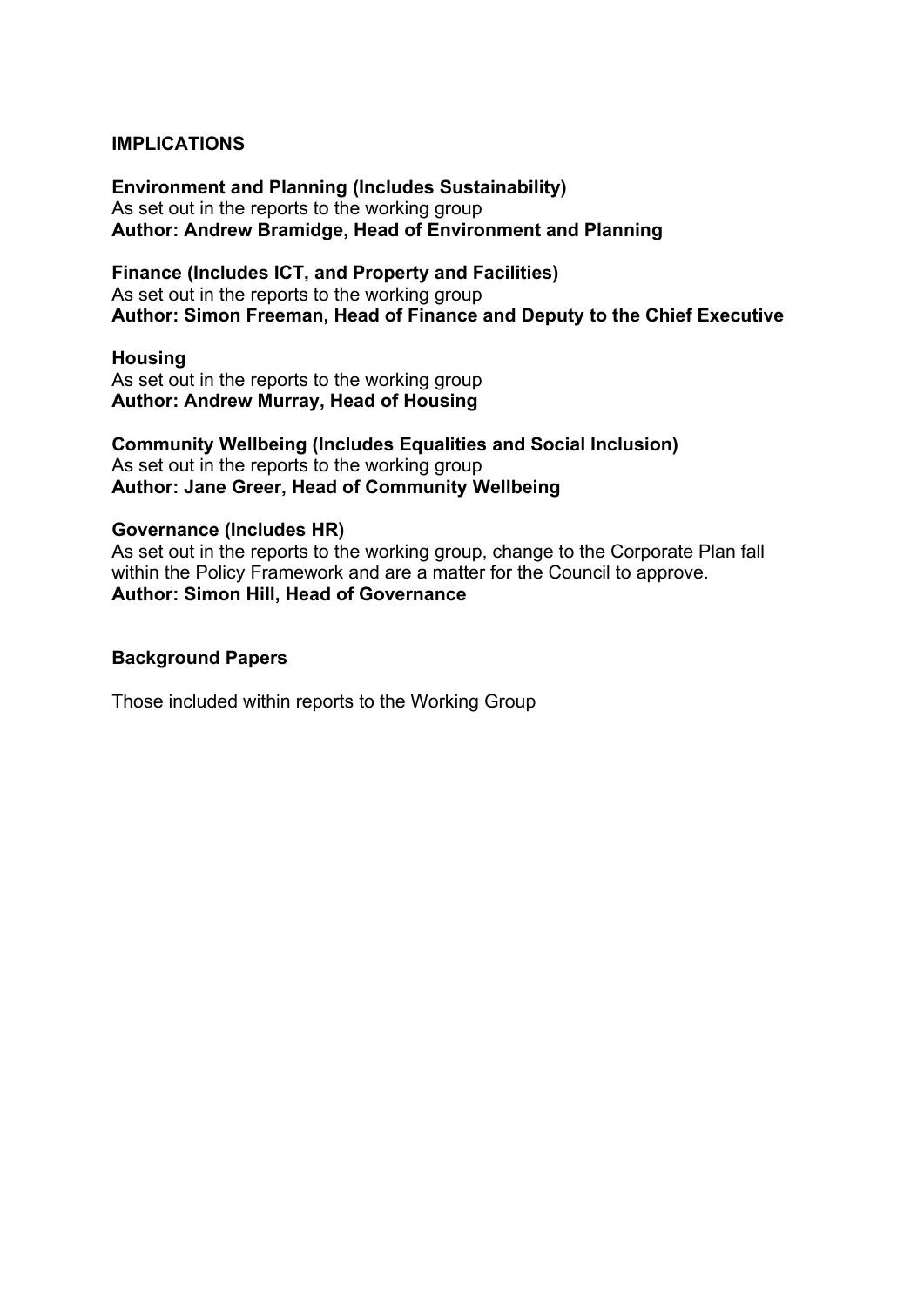## IMPLICATIONS

**Environment and Planning (Includes Sustainability)**
As set out in the reports to the working group
**Author: Andrew Bramidge, Head of Environment and Planning**

**Finance (Includes ICT, and Property and Facilities)**
As set out in the reports to the working group
**Author: Simon Freeman, Head of Finance and Deputy to the Chief Executive**

**Housing**
As set out in the reports to the working group
**Author: Andrew Murray, Head of Housing**

**Community Wellbeing (Includes Equalities and Social Inclusion)**
As set out in the reports to the working group
**Author: Jane Greer, Head of Community Wellbeing**

**Governance (Includes HR)**
As set out in the reports to the working group, change to the Corporate Plan fall within the Policy Framework and are a matter for the Council to approve.
**Author: Simon Hill, Head of Governance**

## Background Papers

Those included within reports to the Working Group